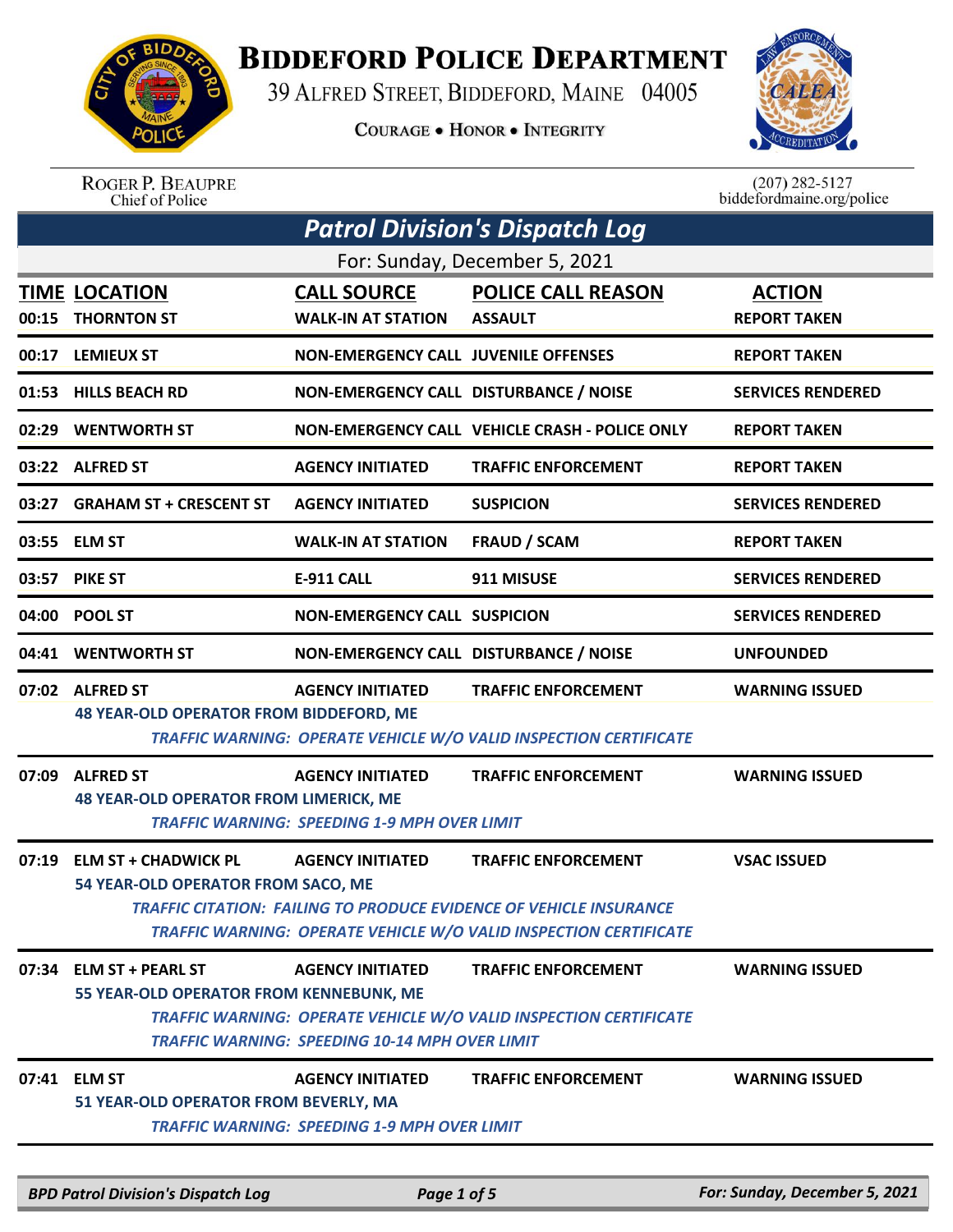# BIDDEFORD POLICE DEPARTMENT

39 ALFRED STREET, BIDDEFORD, MAINE 04005

COURAGE • HONOR • INTEGRITY

ROGER P. BEAUPRE
Chief of Police

(207) 282-5127
biddefordmaine.org/police

## *Patrol Division's Dispatch Log*

For: Sunday, December 5, 2021

| TIME | LOCATION | CALL SOURCE | POLICE CALL REASON | ACTION |
|---|---|---|---|---|
| 00:15 | THORNTON ST | WALK-IN AT STATION | ASSAULT | REPORT TAKEN |
| 00:17 | LEMIEUX ST | NON-EMERGENCY CALL | JUVENILE OFFENSES | REPORT TAKEN |
| 01:53 | HILLS BEACH RD | NON-EMERGENCY CALL | DISTURBANCE / NOISE | SERVICES RENDERED |
| 02:29 | WENTWORTH ST | NON-EMERGENCY CALL | VEHICLE CRASH - POLICE ONLY | REPORT TAKEN |
| 03:22 | ALFRED ST | AGENCY INITIATED | TRAFFIC ENFORCEMENT | REPORT TAKEN |
| 03:27 | GRAHAM ST + CRESCENT ST | AGENCY INITIATED | SUSPICION | SERVICES RENDERED |
| 03:55 | ELM ST | WALK-IN AT STATION | FRAUD / SCAM | REPORT TAKEN |
| 03:57 | PIKE ST | E-911 CALL | 911 MISUSE | SERVICES RENDERED |
| 04:00 | POOL ST | NON-EMERGENCY CALL | SUSPICION | SERVICES RENDERED |
| 04:41 | WENTWORTH ST | NON-EMERGENCY CALL | DISTURBANCE / NOISE | UNFOUNDED |
| 07:02 | ALFRED ST | AGENCY INITIATED | TRAFFIC ENFORCEMENT | WARNING ISSUED |
| | 48 YEAR-OLD OPERATOR FROM BIDDEFORD, ME<br>*TRAFFIC WARNING: OPERATE VEHICLE W/O VALID INSPECTION CERTIFICATE* | | | |
| 07:09 | ALFRED ST | AGENCY INITIATED | TRAFFIC ENFORCEMENT | WARNING ISSUED |
| | 48 YEAR-OLD OPERATOR FROM LIMERICK, ME<br>*TRAFFIC WARNING: SPEEDING 1-9 MPH OVER LIMIT* | | | |
| 07:19 | ELM ST + CHADWICK PL | AGENCY INITIATED | TRAFFIC ENFORCEMENT | VSAC ISSUED |
| | 54 YEAR-OLD OPERATOR FROM SACO, ME<br>*TRAFFIC CITATION: FAILING TO PRODUCE EVIDENCE OF VEHICLE INSURANCE*<br>*TRAFFIC WARNING: OPERATE VEHICLE W/O VALID INSPECTION CERTIFICATE* | | | |
| 07:34 | ELM ST + PEARL ST | AGENCY INITIATED | TRAFFIC ENFORCEMENT | WARNING ISSUED |
| | 55 YEAR-OLD OPERATOR FROM KENNEBUNK, ME<br>*TRAFFIC WARNING: OPERATE VEHICLE W/O VALID INSPECTION CERTIFICATE*<br>*TRAFFIC WARNING: SPEEDING 10-14 MPH OVER LIMIT* | | | |
| 07:41 | ELM ST | AGENCY INITIATED | TRAFFIC ENFORCEMENT | WARNING ISSUED |
| | 51 YEAR-OLD OPERATOR FROM BEVERLY, MA<br>*TRAFFIC WARNING: SPEEDING 1-9 MPH OVER LIMIT* | | | |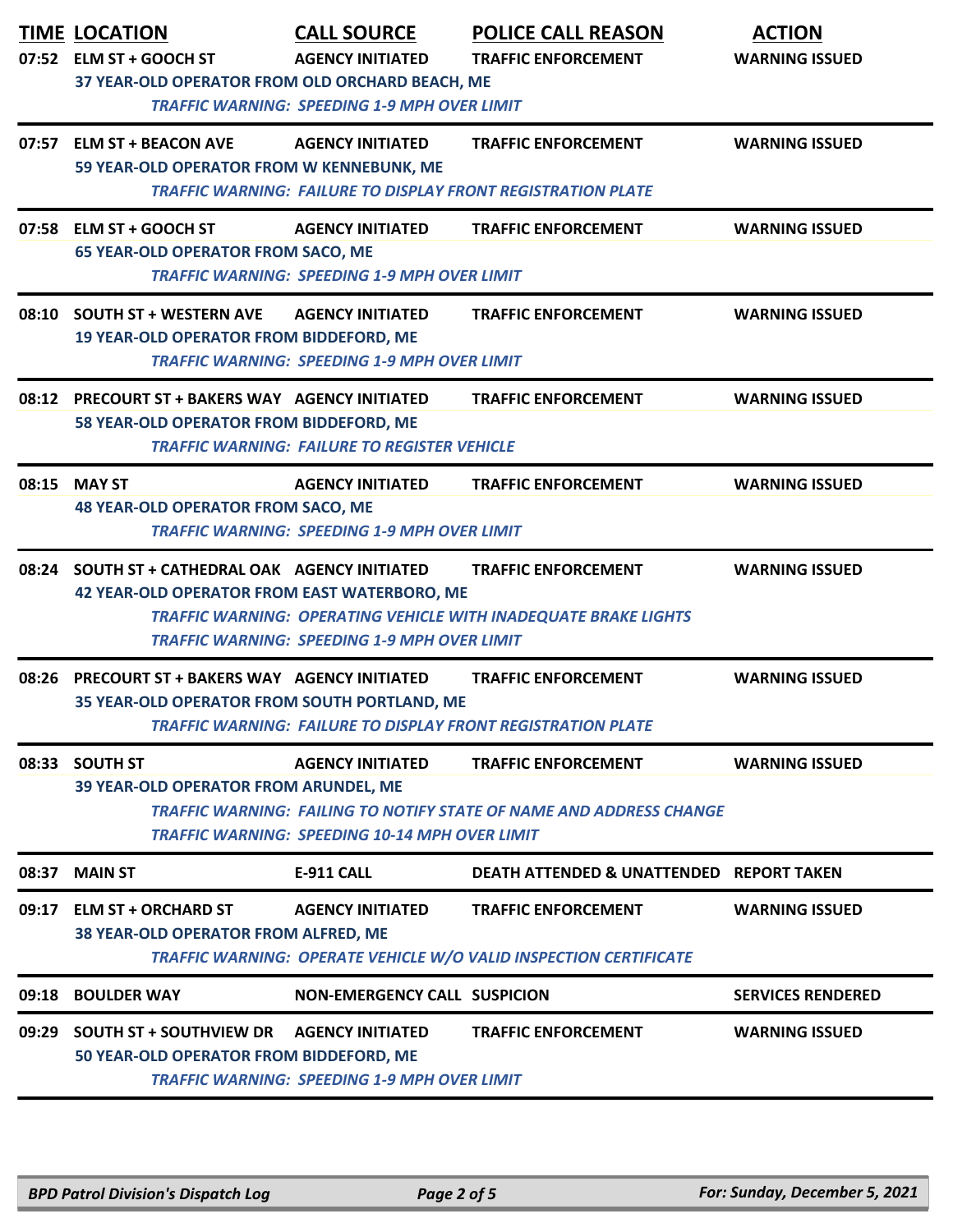| TIME | LOCATION | CALL SOURCE | POLICE CALL REASON | ACTION |
|---|---|---|---|---|
| 07:52 | ELM ST + GOOCH ST | AGENCY INITIATED | TRAFFIC ENFORCEMENT | WARNING ISSUED |
| | 37 YEAR-OLD OPERATOR FROM OLD ORCHARD BEACH, ME<br>*TRAFFIC WARNING: SPEEDING 1-9 MPH OVER LIMIT* | | | |
| 07:57 | ELM ST + BEACON AVE | AGENCY INITIATED | TRAFFIC ENFORCEMENT | WARNING ISSUED |
| | 59 YEAR-OLD OPERATOR FROM W KENNEBUNK, ME<br>*TRAFFIC WARNING: FAILURE TO DISPLAY FRONT REGISTRATION PLATE* | | | |
| 07:58 | ELM ST + GOOCH ST | AGENCY INITIATED | TRAFFIC ENFORCEMENT | WARNING ISSUED |
| | 65 YEAR-OLD OPERATOR FROM SACO, ME<br>*TRAFFIC WARNING: SPEEDING 1-9 MPH OVER LIMIT* | | | |
| 08:10 | SOUTH ST + WESTERN AVE | AGENCY INITIATED | TRAFFIC ENFORCEMENT | WARNING ISSUED |
| | 19 YEAR-OLD OPERATOR FROM BIDDEFORD, ME<br>*TRAFFIC WARNING: SPEEDING 1-9 MPH OVER LIMIT* | | | |
| 08:12 | PRECOURT ST + BAKERS WAY | AGENCY INITIATED | TRAFFIC ENFORCEMENT | WARNING ISSUED |
| | 58 YEAR-OLD OPERATOR FROM BIDDEFORD, ME<br>*TRAFFIC WARNING: FAILURE TO REGISTER VEHICLE* | | | |
| 08:15 | MAY ST | AGENCY INITIATED | TRAFFIC ENFORCEMENT | WARNING ISSUED |
| | 48 YEAR-OLD OPERATOR FROM SACO, ME<br>*TRAFFIC WARNING: SPEEDING 1-9 MPH OVER LIMIT* | | | |
| 08:24 | SOUTH ST + CATHEDRAL OAK | AGENCY INITIATED | TRAFFIC ENFORCEMENT | WARNING ISSUED |
| | 42 YEAR-OLD OPERATOR FROM EAST WATERBORO, ME<br>*TRAFFIC WARNING: OPERATING VEHICLE WITH INADEQUATE BRAKE LIGHTS*<br>*TRAFFIC WARNING: SPEEDING 1-9 MPH OVER LIMIT* | | | |
| 08:26 | PRECOURT ST + BAKERS WAY | AGENCY INITIATED | TRAFFIC ENFORCEMENT | WARNING ISSUED |
| | 35 YEAR-OLD OPERATOR FROM SOUTH PORTLAND, ME<br>*TRAFFIC WARNING: FAILURE TO DISPLAY FRONT REGISTRATION PLATE* | | | |
| 08:33 | SOUTH ST | AGENCY INITIATED | TRAFFIC ENFORCEMENT | WARNING ISSUED |
| | 39 YEAR-OLD OPERATOR FROM ARUNDEL, ME<br>*TRAFFIC WARNING: FAILING TO NOTIFY STATE OF NAME AND ADDRESS CHANGE*<br>*TRAFFIC WARNING: SPEEDING 10-14 MPH OVER LIMIT* | | | |
| 08:37 | MAIN ST | E-911 CALL | DEATH ATTENDED & UNATTENDED | REPORT TAKEN |
| 09:17 | ELM ST + ORCHARD ST | AGENCY INITIATED | TRAFFIC ENFORCEMENT | WARNING ISSUED |
| | 38 YEAR-OLD OPERATOR FROM ALFRED, ME<br>*TRAFFIC WARNING: OPERATE VEHICLE W/O VALID INSPECTION CERTIFICATE* | | | |
| 09:18 | BOULDER WAY | NON-EMERGENCY CALL | SUSPICION | SERVICES RENDERED |
| 09:29 | SOUTH ST + SOUTHVIEW DR | AGENCY INITIATED | TRAFFIC ENFORCEMENT | WARNING ISSUED |
| | 50 YEAR-OLD OPERATOR FROM BIDDEFORD, ME<br>*TRAFFIC WARNING: SPEEDING 1-9 MPH OVER LIMIT* | | | |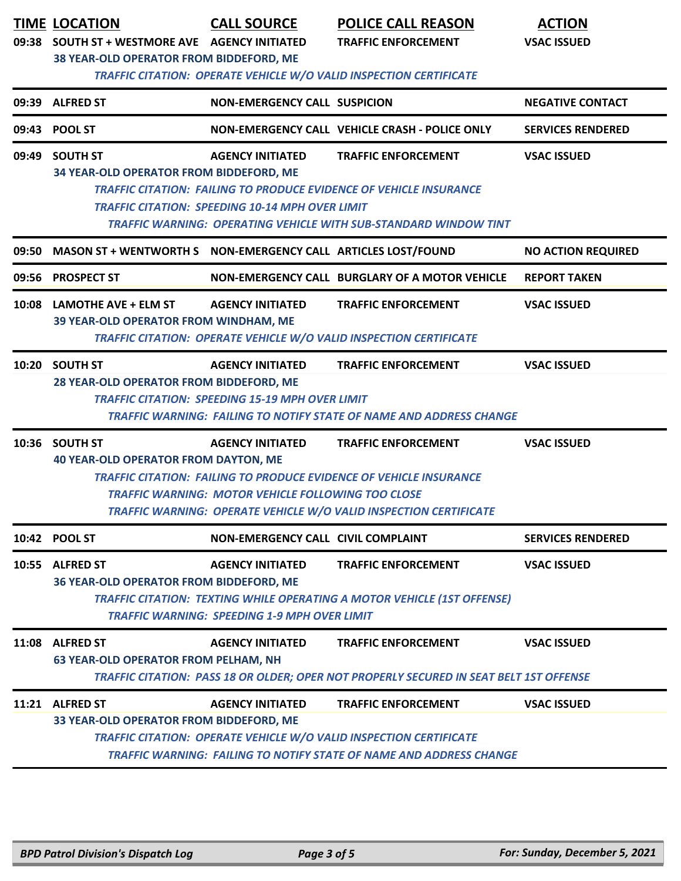| TIME | LOCATION | CALL SOURCE | POLICE CALL REASON | ACTION |
|---|---|---|---|---|
| 09:38 | SOUTH ST + WESTMORE AVE | AGENCY INITIATED | TRAFFIC ENFORCEMENT | VSAC ISSUED |
| | 38 YEAR-OLD OPERATOR FROM BIDDEFORD, ME<br>*TRAFFIC CITATION: OPERATE VEHICLE W/O VALID INSPECTION CERTIFICATE* | | | |
| 09:39 | ALFRED ST | NON-EMERGENCY CALL | SUSPICION | NEGATIVE CONTACT |
| 09:43 | POOL ST | NON-EMERGENCY CALL | VEHICLE CRASH - POLICE ONLY | SERVICES RENDERED |
| 09:49 | SOUTH ST | AGENCY INITIATED | TRAFFIC ENFORCEMENT | VSAC ISSUED |
| | 34 YEAR-OLD OPERATOR FROM BIDDEFORD, ME<br>*TRAFFIC CITATION: FAILING TO PRODUCE EVIDENCE OF VEHICLE INSURANCE*<br>*TRAFFIC CITATION: SPEEDING 10-14 MPH OVER LIMIT*<br>*TRAFFIC WARNING: OPERATING VEHICLE WITH SUB-STANDARD WINDOW TINT* | | | |
| 09:50 | MASON ST + WENTWORTH S | NON-EMERGENCY CALL | ARTICLES LOST/FOUND | NO ACTION REQUIRED |
| 09:56 | PROSPECT ST | NON-EMERGENCY CALL | BURGLARY OF A MOTOR VEHICLE | REPORT TAKEN |
| 10:08 | LAMOTHE AVE + ELM ST | AGENCY INITIATED | TRAFFIC ENFORCEMENT | VSAC ISSUED |
| | 39 YEAR-OLD OPERATOR FROM WINDHAM, ME<br>*TRAFFIC CITATION: OPERATE VEHICLE W/O VALID INSPECTION CERTIFICATE* | | | |
| 10:20 | SOUTH ST | AGENCY INITIATED | TRAFFIC ENFORCEMENT | VSAC ISSUED |
| | 28 YEAR-OLD OPERATOR FROM BIDDEFORD, ME<br>*TRAFFIC CITATION: SPEEDING 15-19 MPH OVER LIMIT*<br>*TRAFFIC WARNING: FAILING TO NOTIFY STATE OF NAME AND ADDRESS CHANGE* | | | |
| 10:36 | SOUTH ST | AGENCY INITIATED | TRAFFIC ENFORCEMENT | VSAC ISSUED |
| | 40 YEAR-OLD OPERATOR FROM DAYTON, ME<br>*TRAFFIC CITATION: FAILING TO PRODUCE EVIDENCE OF VEHICLE INSURANCE*<br>*TRAFFIC WARNING: MOTOR VEHICLE FOLLOWING TOO CLOSE*<br>*TRAFFIC WARNING: OPERATE VEHICLE W/O VALID INSPECTION CERTIFICATE* | | | |
| 10:42 | POOL ST | NON-EMERGENCY CALL | CIVIL COMPLAINT | SERVICES RENDERED |
| 10:55 | ALFRED ST | AGENCY INITIATED | TRAFFIC ENFORCEMENT | VSAC ISSUED |
| | 36 YEAR-OLD OPERATOR FROM BIDDEFORD, ME<br>*TRAFFIC CITATION: TEXTING WHILE OPERATING A MOTOR VEHICLE (1ST OFFENSE)*<br>*TRAFFIC WARNING: SPEEDING 1-9 MPH OVER LIMIT* | | | |
| 11:08 | ALFRED ST | AGENCY INITIATED | TRAFFIC ENFORCEMENT | VSAC ISSUED |
| | 63 YEAR-OLD OPERATOR FROM PELHAM, NH<br>*TRAFFIC CITATION: PASS 18 OR OLDER; OPER NOT PROPERLY SECURED IN SEAT BELT 1ST OFFENSE* | | | |
| 11:21 | ALFRED ST | AGENCY INITIATED | TRAFFIC ENFORCEMENT | VSAC ISSUED |
| | 33 YEAR-OLD OPERATOR FROM BIDDEFORD, ME<br>*TRAFFIC CITATION: OPERATE VEHICLE W/O VALID INSPECTION CERTIFICATE*<br>*TRAFFIC WARNING: FAILING TO NOTIFY STATE OF NAME AND ADDRESS CHANGE* | | | |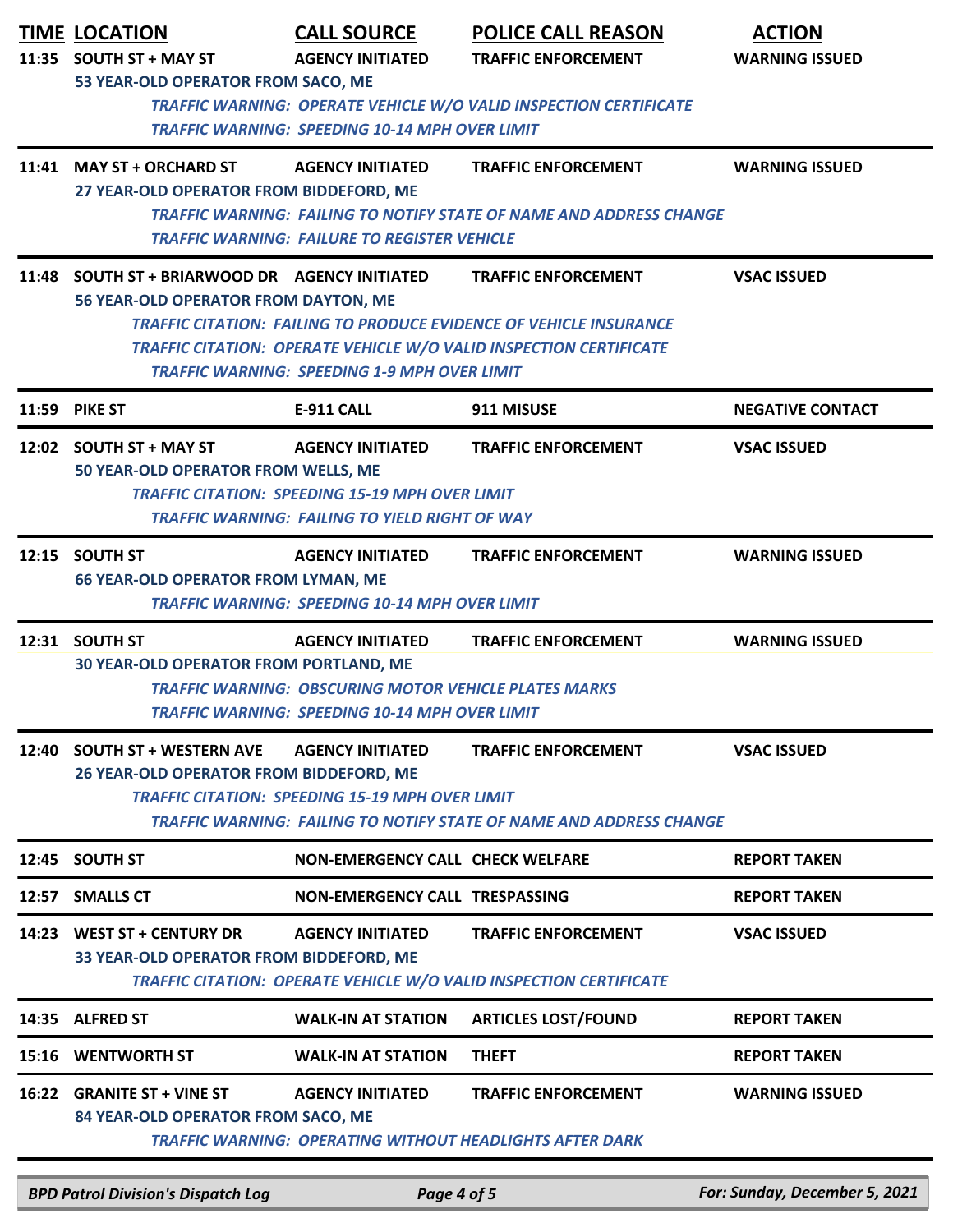| TIME | LOCATION | CALL SOURCE | POLICE CALL REASON | ACTION |
|---|---|---|---|---|
| 11:35 | SOUTH ST + MAY ST | AGENCY INITIATED | TRAFFIC ENFORCEMENT | WARNING ISSUED |
| | 53 YEAR-OLD OPERATOR FROM SACO, ME<br>*TRAFFIC WARNING: OPERATE VEHICLE W/O VALID INSPECTION CERTIFICATE*<br>*TRAFFIC WARNING: SPEEDING 10-14 MPH OVER LIMIT* | | | |
| 11:41 | MAY ST + ORCHARD ST | AGENCY INITIATED | TRAFFIC ENFORCEMENT | WARNING ISSUED |
| | 27 YEAR-OLD OPERATOR FROM BIDDEFORD, ME<br>*TRAFFIC WARNING: FAILING TO NOTIFY STATE OF NAME AND ADDRESS CHANGE*<br>*TRAFFIC WARNING: FAILURE TO REGISTER VEHICLE* | | | |
| 11:48 | SOUTH ST + BRIARWOOD DR | AGENCY INITIATED | TRAFFIC ENFORCEMENT | VSAC ISSUED |
| | 56 YEAR-OLD OPERATOR FROM DAYTON, ME<br>*TRAFFIC CITATION: FAILING TO PRODUCE EVIDENCE OF VEHICLE INSURANCE*<br>*TRAFFIC CITATION: OPERATE VEHICLE W/O VALID INSPECTION CERTIFICATE*<br>*TRAFFIC WARNING: SPEEDING 1-9 MPH OVER LIMIT* | | | |
| 11:59 | PIKE ST | E-911 CALL | 911 MISUSE | NEGATIVE CONTACT |
| 12:02 | SOUTH ST + MAY ST | AGENCY INITIATED | TRAFFIC ENFORCEMENT | VSAC ISSUED |
| | 50 YEAR-OLD OPERATOR FROM WELLS, ME<br>*TRAFFIC CITATION: SPEEDING 15-19 MPH OVER LIMIT*<br>*TRAFFIC WARNING: FAILING TO YIELD RIGHT OF WAY* | | | |
| 12:15 | SOUTH ST | AGENCY INITIATED | TRAFFIC ENFORCEMENT | WARNING ISSUED |
| | 66 YEAR-OLD OPERATOR FROM LYMAN, ME<br>*TRAFFIC WARNING: SPEEDING 10-14 MPH OVER LIMIT* | | | |
| 12:31 | SOUTH ST | AGENCY INITIATED | TRAFFIC ENFORCEMENT | WARNING ISSUED |
| | 30 YEAR-OLD OPERATOR FROM PORTLAND, ME<br>*TRAFFIC WARNING: OBSCURING MOTOR VEHICLE PLATES MARKS*<br>*TRAFFIC WARNING: SPEEDING 10-14 MPH OVER LIMIT* | | | |
| 12:40 | SOUTH ST + WESTERN AVE | AGENCY INITIATED | TRAFFIC ENFORCEMENT | VSAC ISSUED |
| | 26 YEAR-OLD OPERATOR FROM BIDDEFORD, ME<br>*TRAFFIC CITATION: SPEEDING 15-19 MPH OVER LIMIT*<br>*TRAFFIC WARNING: FAILING TO NOTIFY STATE OF NAME AND ADDRESS CHANGE* | | | |
| 12:45 | SOUTH ST | NON-EMERGENCY CALL | CHECK WELFARE | REPORT TAKEN |
| 12:57 | SMALLS CT | NON-EMERGENCY CALL | TRESPASSING | REPORT TAKEN |
| 14:23 | WEST ST + CENTURY DR | AGENCY INITIATED | TRAFFIC ENFORCEMENT | VSAC ISSUED |
| | 33 YEAR-OLD OPERATOR FROM BIDDEFORD, ME<br>*TRAFFIC CITATION: OPERATE VEHICLE W/O VALID INSPECTION CERTIFICATE* | | | |
| 14:35 | ALFRED ST | WALK-IN AT STATION | ARTICLES LOST/FOUND | REPORT TAKEN |
| 15:16 | WENTWORTH ST | WALK-IN AT STATION | THEFT | REPORT TAKEN |
| 16:22 | GRANITE ST + VINE ST | AGENCY INITIATED | TRAFFIC ENFORCEMENT | WARNING ISSUED |
| | 84 YEAR-OLD OPERATOR FROM SACO, ME<br>*TRAFFIC WARNING: OPERATING WITHOUT HEADLIGHTS AFTER DARK* | | | |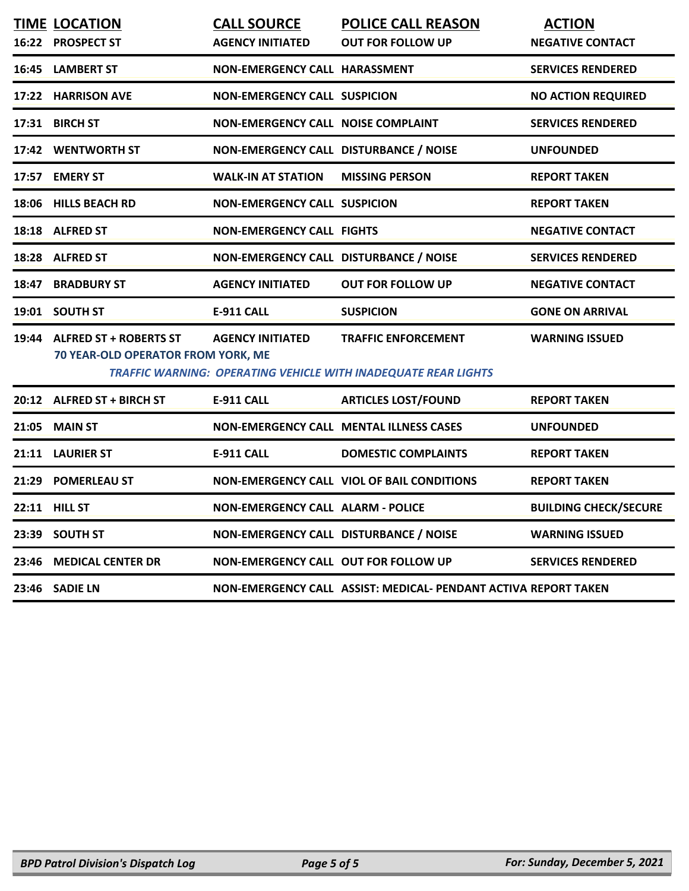| TIME | LOCATION | CALL SOURCE | POLICE CALL REASON | ACTION |
|---|---|---|---|---|
| 16:22 | PROSPECT ST | AGENCY INITIATED | OUT FOR FOLLOW UP | NEGATIVE CONTACT |
| 16:45 | LAMBERT ST | NON-EMERGENCY CALL | HARASSMENT | SERVICES RENDERED |
| 17:22 | HARRISON AVE | NON-EMERGENCY CALL | SUSPICION | NO ACTION REQUIRED |
| 17:31 | BIRCH ST | NON-EMERGENCY CALL | NOISE COMPLAINT | SERVICES RENDERED |
| 17:42 | WENTWORTH ST | NON-EMERGENCY CALL | DISTURBANCE / NOISE | UNFOUNDED |
| 17:57 | EMERY ST | WALK-IN AT STATION | MISSING PERSON | REPORT TAKEN |
| 18:06 | HILLS BEACH RD | NON-EMERGENCY CALL | SUSPICION | REPORT TAKEN |
| 18:18 | ALFRED ST | NON-EMERGENCY CALL | FIGHTS | NEGATIVE CONTACT |
| 18:28 | ALFRED ST | NON-EMERGENCY CALL | DISTURBANCE / NOISE | SERVICES RENDERED |
| 18:47 | BRADBURY ST | AGENCY INITIATED | OUT FOR FOLLOW UP | NEGATIVE CONTACT |
| 19:01 | SOUTH ST | E-911 CALL | SUSPICION | GONE ON ARRIVAL |
| 19:44 | ALFRED ST + ROBERTS ST<br>70 YEAR-OLD OPERATOR FROM YORK, ME<br>*TRAFFIC WARNING: OPERATING VEHICLE WITH INADEQUATE REAR LIGHTS* | AGENCY INITIATED | TRAFFIC ENFORCEMENT | WARNING ISSUED |
| 20:12 | ALFRED ST + BIRCH ST | E-911 CALL | ARTICLES LOST/FOUND | REPORT TAKEN |
| 21:05 | MAIN ST | NON-EMERGENCY CALL | MENTAL ILLNESS CASES | UNFOUNDED |
| 21:11 | LAURIER ST | E-911 CALL | DOMESTIC COMPLAINTS | REPORT TAKEN |
| 21:29 | POMERLEAU ST | NON-EMERGENCY CALL | VIOL OF BAIL CONDITIONS | REPORT TAKEN |
| 22:11 | HILL ST | NON-EMERGENCY CALL | ALARM - POLICE | BUILDING CHECK/SECURE |
| 23:39 | SOUTH ST | NON-EMERGENCY CALL | DISTURBANCE / NOISE | WARNING ISSUED |
| 23:46 | MEDICAL CENTER DR | NON-EMERGENCY CALL | OUT FOR FOLLOW UP | SERVICES RENDERED |
| 23:46 | SADIE LN | NON-EMERGENCY CALL | ASSIST: MEDICAL- PENDANT ACTIVA | REPORT TAKEN |

*BPD Patrol Division's Dispatch Log* — *For: Sunday, December 5, 2021*